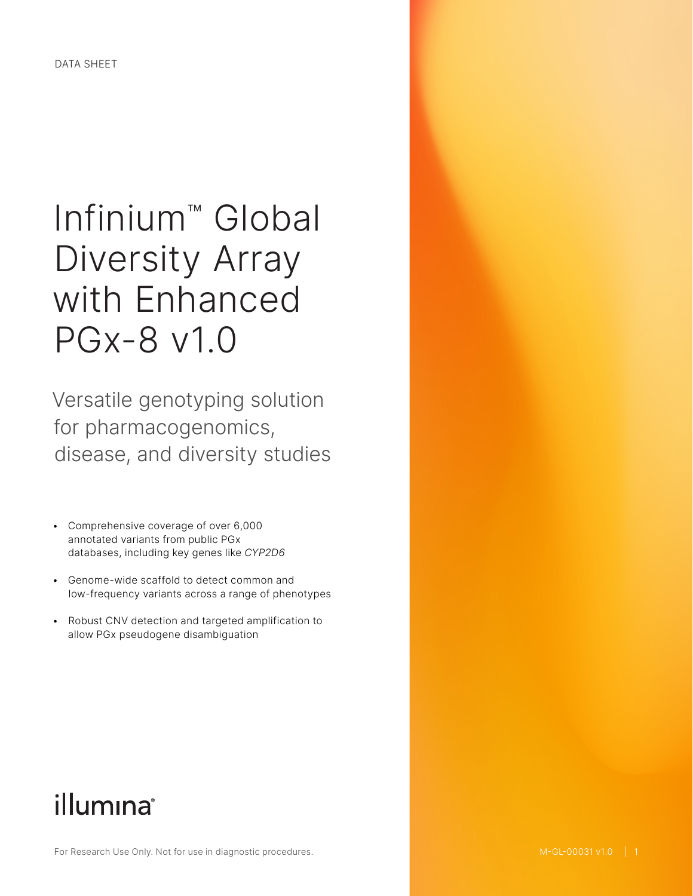DATA SHEET

# Infinium™ Global Diversity Array with Enhanced PGx-8 v1.0

## Versatile genotyping solution for pharmacogenomics, disease, and diversity studies

- Comprehensive coverage of over 6,000 annotated variants from public PGx databases, including key genes like *CYP2D6*
- Genome-wide scaffold to detect common and low-frequency variants across a range of phenotypes
- Robust CNV detection and targeted amplification to allow PGx pseudogene disambiguation

illumina®

For Research Use Only. Not for use in diagnostic procedures.

M-GL-00031 v1.0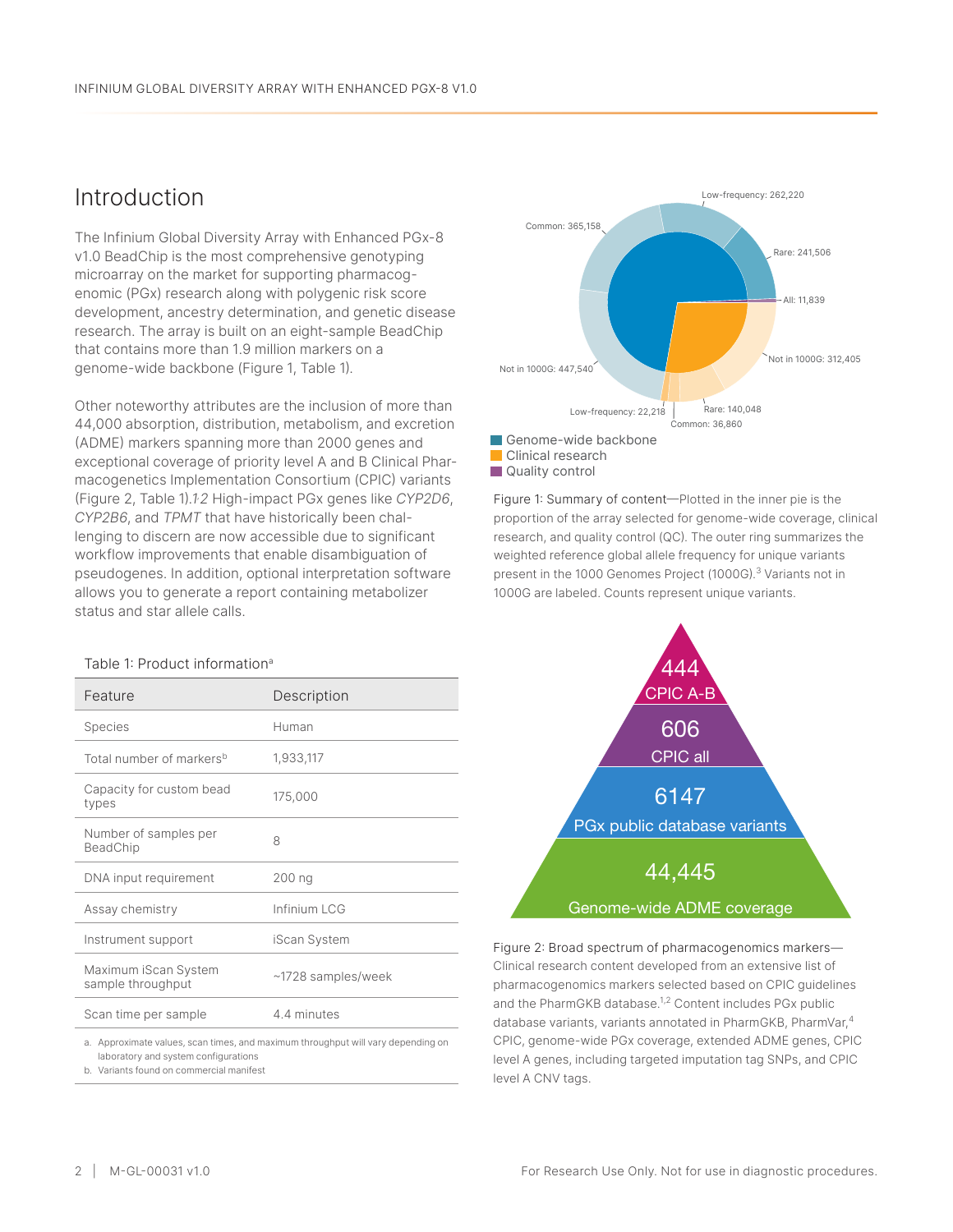## Introduction

The Infinium Global Diversity Array with Enhanced PGx-8 v1.0 BeadChip is the most comprehensive genotyping microarray on the market for supporting pharmacogenomic (PGx) research along with polygenic risk score development, ancestry determination, and genetic disease research. The array is built on an eight-sample BeadChip that contains more than 1.9 million markers on a genome-wide backbone (Figure 1, Table 1).

Other noteworthy attributes are the inclusion of more than 44,000 absorption, distribution, metabolism, and excretion (ADME) markers spanning more than 2000 genes and exceptional coverage of priority level A and B Clinical Pharmacogenetics Implementation Consortium (CPIC) variants (Figure 2, Table 1).[1,2] High-impact PGx genes like *CYP2D6*, *CYP2B6*, and *TPMT* that have historically been challenging to discern are now accessible due to significant workflow improvements that enable disambiguation of pseudogenes. In addition, optional interpretation software allows you to generate a report containing metabolizer status and star allele calls.

Low-frequency: 262,220
Common: 365,158
Rare: 241,506
All: 11,839
Not in 1000G: 312,405
Not in 1000G: 447,540
Low-frequency: 22,218
Rare: 140,048
Common: 36,860

Genome-wide backbone
Clinical research
Quality control

Figure 1: Summary of content—Plotted in the inner pie is the proportion of the array selected for genome-wide coverage, clinical research, and quality control (QC). The outer ring summarizes the weighted reference global allele frequency for unique variants present in the 1000 Genomes Project (1000G).[3] Variants not in 1000G are labeled. Counts represent unique variants.

Table 1: Product information[a]

| Feature | Description |
|---|---|
| Species | Human |
| Total number of markers[b] | 1,933,117 |
| Capacity for custom bead types | 175,000 |
| Number of samples per BeadChip | 8 |
| DNA input requirement | 200 ng |
| Assay chemistry | Infinium LCG |
| Instrument support | iScan System |
| Maximum iScan System sample throughput | ~1728 samples/week |
| Scan time per sample | 4.4 minutes |

a. Approximate values, scan times, and maximum throughput will vary depending on laboratory and system configurations
b. Variants found on commercial manifest

444
CPIC A-B

606
CPIC all

6147
PGx public database variants

44,445
Genome-wide ADME coverage

Figure 2: Broad spectrum of pharmacogenomics markers—Clinical research content developed from an extensive list of pharmacogenomics markers selected based on CPIC guidelines and the PharmGKB database.[1,2] Content includes PGx public database variants, variants annotated in PharmGKB, PharmVar,[4] CPIC, genome-wide PGx coverage, extended ADME genes, CPIC level A genes, including targeted imputation tag SNPs, and CPIC level A CNV tags.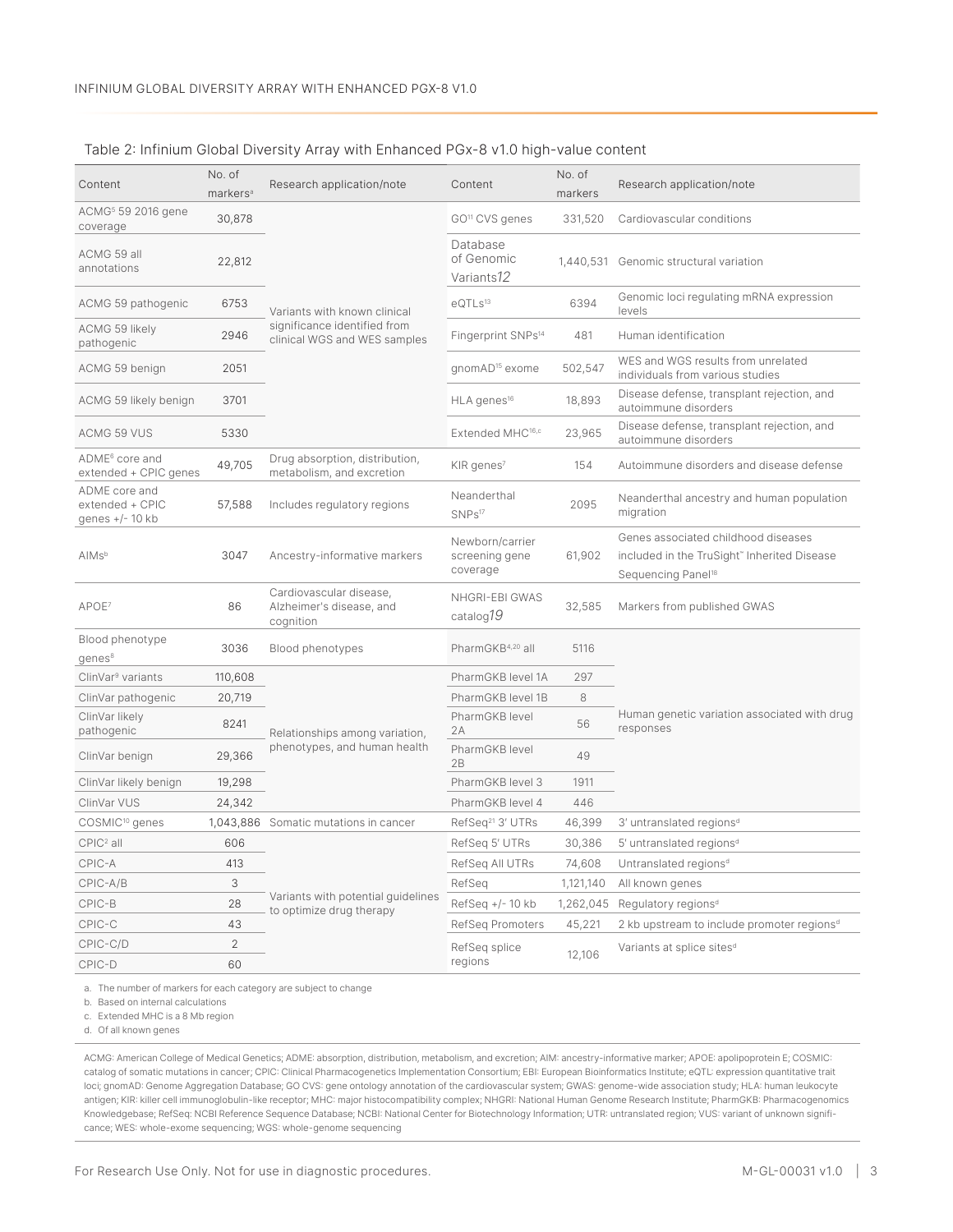Table 2: Infinium Global Diversity Array with Enhanced PGx-8 v1.0 high-value content

| Content | No. of markers[a] | Research application/note | Content | No. of markers | Research application/note |
|---|---|---|---|---|---|
| ACMG[5] 59 2016 gene coverage | 30,878 | Variants with known clinical significance identified from clinical WGS and WES samples | GO[11] CVS genes | 331,520 | Cardiovascular conditions |
| ACMG 59 all annotations | 22,812 | | Database of Genomic Variants[12] | 1,440,531 | Genomic structural variation |
| ACMG 59 pathogenic | 6753 | | eQTLs[13] | 6394 | Genomic loci regulating mRNA expression levels |
| ACMG 59 likely pathogenic | 2946 | | Fingerprint SNPs[14] | 481 | Human identification |
| ACMG 59 benign | 2051 | | gnomAD[15] exome | 502,547 | WES and WGS results from unrelated individuals from various studies |
| ACMG 59 likely benign | 3701 | | HLA genes[16] | 18,893 | Disease defense, transplant rejection, and autoimmune disorders |
| ACMG 59 VUS | 5330 | | Extended MHC[16,c] | 23,965 | Disease defense, transplant rejection, and autoimmune disorders |
| ADME[6] core and extended + CPIC genes | 49,705 | Drug absorption, distribution, metabolism, and excretion | KIR genes[7] | 154 | Autoimmune disorders and disease defense |
| ADME core and extended + CPIC genes +/- 10 kb | 57,588 | Includes regulatory regions | Neanderthal SNPs[17] | 2095 | Neanderthal ancestry and human population migration |
| AIMs[b] | 3047 | Ancestry-informative markers | Newborn/carrier screening gene coverage | 61,902 | Genes associated childhood diseases included in the TruSight™ Inherited Disease Sequencing Panel[18] |
| APOE[7] | 86 | Cardiovascular disease, Alzheimer's disease, and cognition | NHGRI-EBI GWAS catalog[19] | 32,585 | Markers from published GWAS |
| Blood phenotype genes[8] | 3036 | Blood phenotypes | PharmGKB[4,20] all | 5116 | Human genetic variation associated with drug responses |
| ClinVar[9] variants | 110,608 | Relationships among variation, phenotypes, and human health | PharmGKB level 1A | 297 | |
| ClinVar pathogenic | 20,719 | | PharmGKB level 1B | 8 | |
| ClinVar likely pathogenic | 8241 | | PharmGKB level 2A | 56 | |
| ClinVar benign | 29,366 | | PharmGKB level 2B | 49 | |
| ClinVar likely benign | 19,298 | | PharmGKB level 3 | 1911 | |
| ClinVar VUS | 24,342 | | PharmGKB level 4 | 446 | |
| COSMIC[10] genes | 1,043,886 | Somatic mutations in cancer | RefSeq[21] 3' UTRs | 46,399 | 3' untranslated regions[d] |
| CPIC[2] all | 606 | Variants with potential guidelines to optimize drug therapy | RefSeq 5' UTRs | 30,386 | 5' untranslated regions[d] |
| CPIC-A | 413 | | RefSeq All UTRs | 74,608 | Untranslated regions[d] |
| CPIC-A/B | 3 | | RefSeq | 1,121,140 | All known genes |
| CPIC-B | 28 | | RefSeq +/- 10 kb | 1,262,045 | Regulatory regions[d] |
| CPIC-C | 43 | | RefSeq Promoters | 45,221 | 2 kb upstream to include promoter regions[d] |
| CPIC-C/D | 2 | | RefSeq splice regions | 12,106 | Variants at splice sites[d] |
| CPIC-D | 60 | | | | |

a. The number of markers for each category are subject to change

b. Based on internal calculations

c. Extended MHC is a 8 Mb region

d. Of all known genes

ACMG: American College of Medical Genetics; ADME: absorption, distribution, metabolism, and excretion; AIM: ancestry-informative marker; APOE: apolipoprotein E; COSMIC: catalog of somatic mutations in cancer; CPIC: Clinical Pharmacogenetics Implementation Consortium; EBI: European Bioinformatics Institute; eQTL: expression quantitative trait loci; gnomAD: Genome Aggregation Database; GO CVS: gene ontology annotation of the cardiovascular system; GWAS: genome-wide association study; HLA: human leukocyte antigen; KIR: killer cell immunoglobulin-like receptor; MHC: major histocompatibility complex; NHGRI: National Human Genome Research Institute; PharmGKB: Pharmacogenomics Knowledgebase; RefSeq: NCBI Reference Sequence Database; NCBI: National Center for Biotechnology Information; UTR: untranslated region; VUS: variant of unknown significance; WES: whole-exome sequencing; WGS: whole-genome sequencing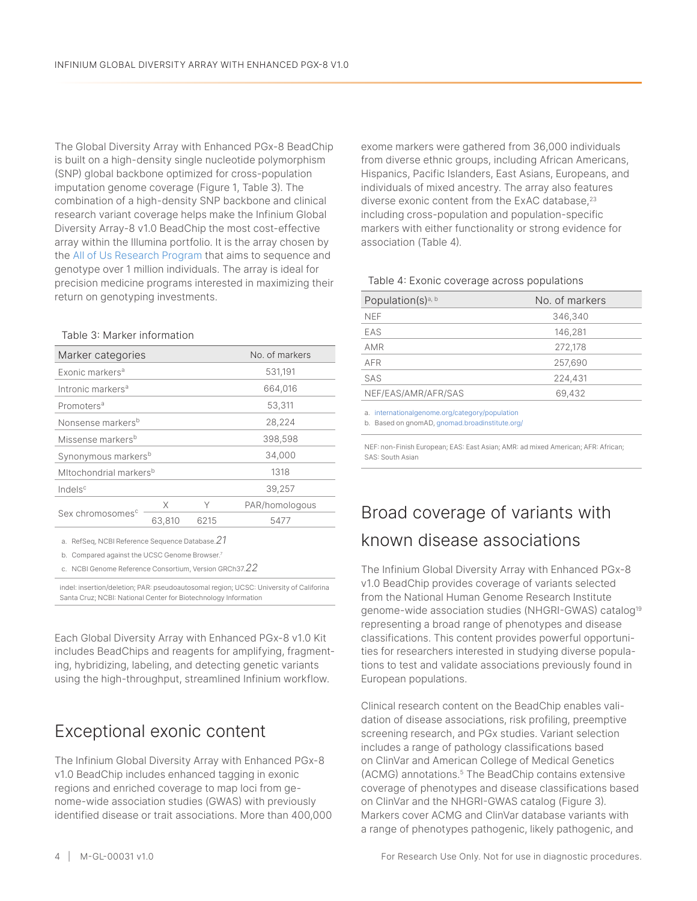The Global Diversity Array with Enhanced PGx-8 BeadChip is built on a high-density single nucleotide polymorphism (SNP) global backbone optimized for cross-population imputation genome coverage (Figure 1, Table 3). The combination of a high-density SNP backbone and clinical research variant coverage helps make the Infinium Global Diversity Array-8 v1.0 BeadChip the most cost-effective array within the Illumina portfolio. It is the array chosen by the All of Us Research Program that aims to sequence and genotype over 1 million individuals. The array is ideal for precision medicine programs interested in maximizing their return on genotyping investments.

Table 3: Marker information

| Marker categories | | No. of markers | | |
|---|---|---|---|---|
| Exonic markers[a] | | 531,191 | | |
| Intronic markers[a] | | 664,016 | | |
| Promoters[a] | | 53,311 | | |
| Nonsense markers[b] | | 28,224 | | |
| Missense markers[b] | | 398,598 | | |
| Synonymous markers[b] | | 34,000 | | |
| MItochondrial markers[b] | | 1318 | | |
| Indels[c] | | 39,257 | | |
| Sex chromosomes[c] | X | Y | PAR/homologous | |
| | 63,810 | 6215 | 5477 | |

a. RefSeq, NCBI Reference Sequence Database.[21]

b. Compared against the UCSC Genome Browser.[7]

c. NCBI Genome Reference Consortium, Version GRCh37.[22]

indel: insertion/deletion; PAR: pseudoautosomal region; UCSC: University of Califorina Santa Cruz; NCBI: National Center for Biotechnology Information

Each Global Diversity Array with Enhanced PGx-8 v1.0 Kit includes BeadChips and reagents for amplifying, fragmenting, hybridizing, labeling, and detecting genetic variants using the high-throughput, streamlined Infinium workflow.

## Exceptional exonic content

The Infinium Global Diversity Array with Enhanced PGx-8 v1.0 BeadChip includes enhanced tagging in exonic regions and enriched coverage to map loci from genome-wide association studies (GWAS) with previously identified disease or trait associations. More than 400,000 exome markers were gathered from 36,000 individuals from diverse ethnic groups, including African Americans, Hispanics, Pacific Islanders, East Asians, Europeans, and individuals of mixed ancestry. The array also features diverse exonic content from the ExAC database,[23] including cross-population and population-specific markers with either functionality or strong evidence for association (Table 4).

Table 4: Exonic coverage across populations

| Population(s)[a, b] | No. of markers |
|---|---|
| NEF | 346,340 |
| EAS | 146,281 |
| AMR | 272,178 |
| AFR | 257,690 |
| SAS | 224,431 |
| NEF/EAS/AMR/AFR/SAS | 69,432 |

a. internationalgenome.org/category/population

b. Based on gnomAD, gnomad.broadinstitute.org/

NEF: non-Finish European; EAS: East Asian; AMR: ad mixed American; AFR: African; SAS: South Asian

## Broad coverage of variants with known disease associations

The Infinium Global Diversity Array with Enhanced PGx-8 v1.0 BeadChip provides coverage of variants selected from the National Human Genome Research Institute genome-wide association studies (NHGRI-GWAS) catalog[19] representing a broad range of phenotypes and disease classifications. This content provides powerful opportunities for researchers interested in studying diverse populations to test and validate associations previously found in European populations.

Clinical research content on the BeadChip enables validation of disease associations, risk profiling, preemptive screening research, and PGx studies. Variant selection includes a range of pathology classifications based on ClinVar and American College of Medical Genetics (ACMG) annotations.[5] The BeadChip contains extensive coverage of phenotypes and disease classifications based on ClinVar and the NHGRI-GWAS catalog (Figure 3). Markers cover ACMG and ClinVar database variants with a range of phenotypes pathogenic, likely pathogenic, and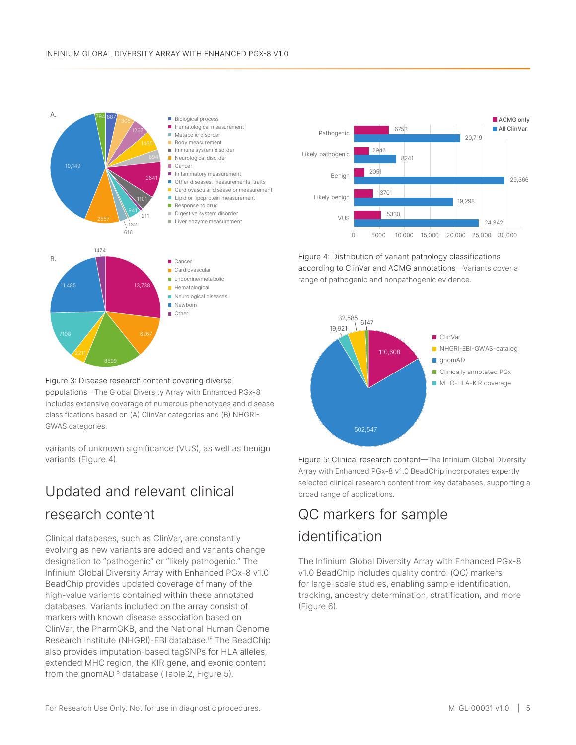Figure 3: Disease research content covering diverse populations—The Global Diversity Array with Enhanced PGx-8 includes extensive coverage of numerous phenotypes and disease classifications based on (A) ClinVar categories and (B) NHGRI-GWAS categories.

variants of unknown significance (VUS), as well as benign variants (Figure 4).

Figure 4: Distribution of variant pathology classifications according to ClinVar and ACMG annotations—Variants cover a range of pathogenic and nonpathogenic evidence.

## Updated and relevant clinical research content

Clinical databases, such as ClinVar, are constantly evolving as new variants are added and variants change designation to "pathogenic" or "likely pathogenic." The Infinium Global Diversity Array with Enhanced PGx-8 v1.0 BeadChip provides updated coverage of many of the high-value variants contained within these annotated databases. Variants included on the array consist of markers with known disease association based on ClinVar, the PharmGKB, and the National Human Genome Research Institute (NHGRI)-EBI database.[19] The BeadChip also provides imputation-based tagSNPs for HLA alleles, extended MHC region, the KIR gene, and exonic content from the gnomAD[15] database (Table 2, Figure 5).

Figure 5: Clinical research content—The Infinium Global Diversity Array with Enhanced PGx-8 v1.0 BeadChip incorporates expertly selected clinical research content from key databases, supporting a broad range of applications.

## QC markers for sample identification

The Infinium Global Diversity Array with Enhanced PGx-8 v1.0 BeadChip includes quality control (QC) markers for large-scale studies, enabling sample identification, tracking, ancestry determination, stratification, and more (Figure 6).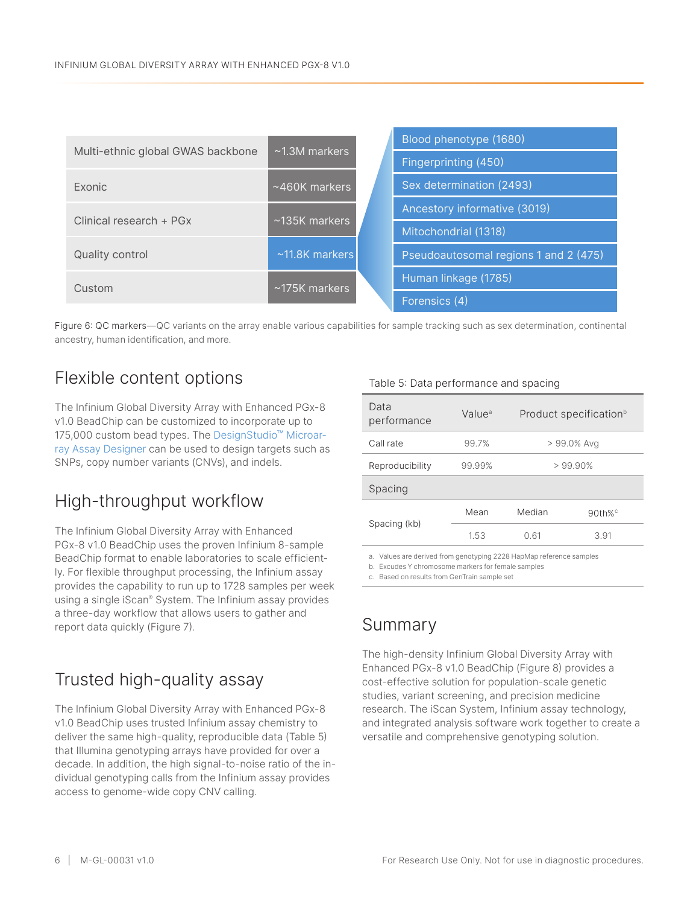| Content | Markers |
|---|---|
| Multi-ethnic global GWAS backbone | ~1.3M markers |
| Exonic | ~460K markers |
| Clinical research + PGx | ~135K markers |
| Quality control | ~11.8K markers |
| Custom | ~175K markers |

Quality control markers:

- Blood phenotype (1680)
- Fingerprinting (450)
- Sex determination (2493)
- Ancestory informative (3019)
- Mitochondrial (1318)
- Pseudoautosomal regions 1 and 2 (475)
- Human linkage (1785)
- Forensics (4)

Figure 6: QC markers—QC variants on the array enable various capabilities for sample tracking such as sex determination, continental ancestry, human identification, and more.

## Flexible content options

The Infinium Global Diversity Array with Enhanced PGx-8 v1.0 BeadChip can be customized to incorporate up to 175,000 custom bead types. The DesignStudio™ Microarray Assay Designer can be used to design targets such as SNPs, copy number variants (CNVs), and indels.

## High-throughput workflow

The Infinium Global Diversity Array with Enhanced PGx-8 v1.0 BeadChip uses the proven Infinium 8-sample BeadChip format to enable laboratories to scale efficiently. For flexible throughput processing, the Infinium assay provides the capability to run up to 1728 samples per week using a single iScan® System. The Infinium assay provides a three-day workflow that allows users to gather and report data quickly (Figure 7).

## Trusted high-quality assay

The Infinium Global Diversity Array with Enhanced PGx-8 v1.0 BeadChip uses trusted Infinium assay chemistry to deliver the same high-quality, reproducible data (Table 5) that Illumina genotyping arrays have provided for over a decade. In addition, the high signal-to-noise ratio of the individual genotyping calls from the Infinium assay provides access to genome-wide copy CNV calling.

Table 5: Data performance and spacing

| Data performance | Value[a] | Product specification[b] | |
|---|---|---|---|
| Call rate | 99.7% | > 99.0% Avg | |
| Reproducibility | 99.99% | > 99.90% | |
| **Spacing** | | | |
| | Mean | Median | 90th%[c] |
| Spacing (kb) | 1.53 | 0.61 | 3.91 |

a. Values are derived from genotyping 2228 HapMap reference samples
b. Excudes Y chromosome markers for female samples
c. Based on results from GenTrain sample set

## Summary

The high-density Infinium Global Diversity Array with Enhanced PGx-8 v1.0 BeadChip (Figure 8) provides a cost-effective solution for population-scale genetic studies, variant screening, and precision medicine research. The iScan System, Infinium assay technology, and integrated analysis software work together to create a versatile and comprehensive genotyping solution.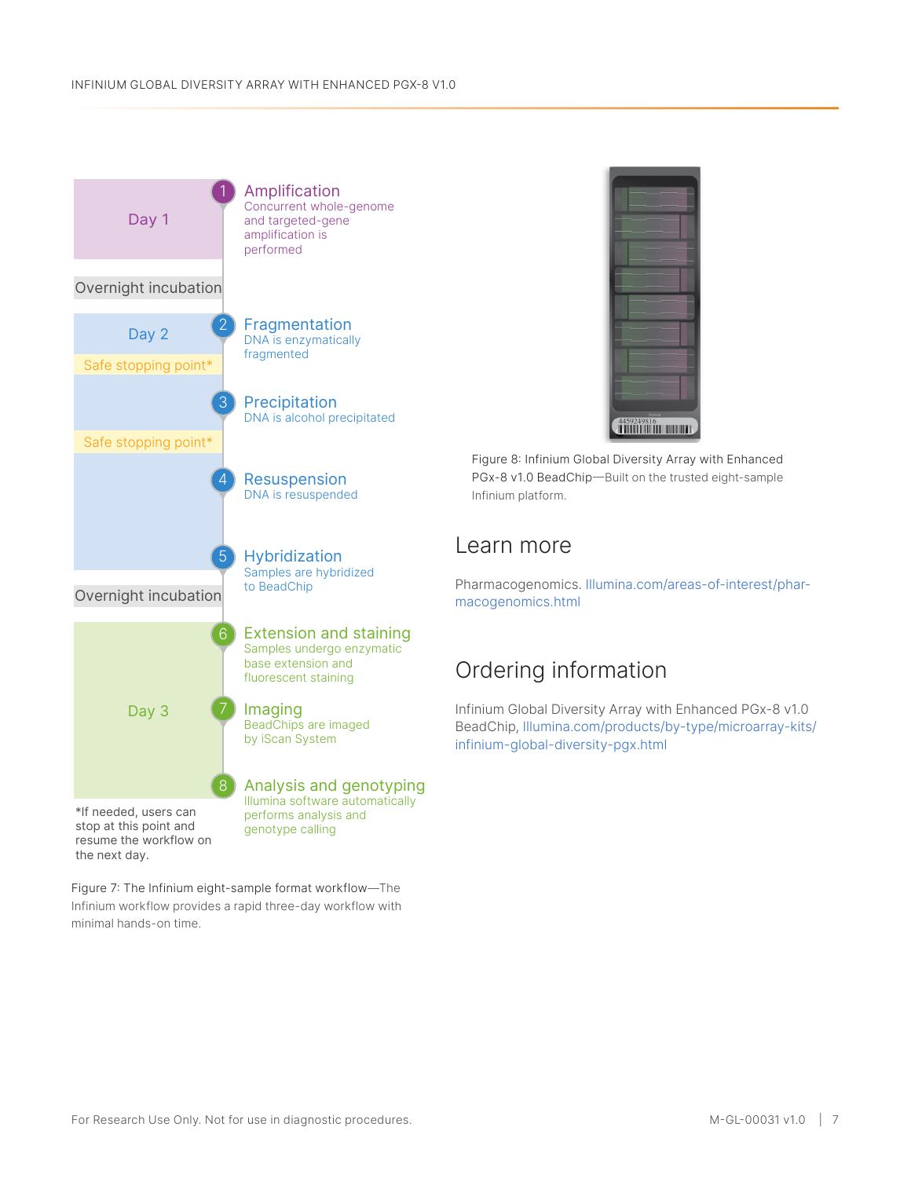Day 1

1. **Amplification**
   Concurrent whole-genome and targeted-gene amplification is performed

Overnight incubation

Day 2

2. **Fragmentation**
   DNA is enzymatically fragmented

Safe stopping point*

3. **Precipitation**
   DNA is alcohol precipitated

Safe stopping point*

4. **Resuspension**
   DNA is resuspended

5. **Hybridization**
   Samples are hybridized to BeadChip

Overnight incubation

Day 3

6. **Extension and staining**
   Samples undergo enzymatic base extension and fluorescent staining

7. **Imaging**
   BeadChips are imaged by iScan System

8. **Analysis and genotyping**
   Illumina software automatically performs analysis and genotype calling

*If needed, users can stop at this point and resume the workflow on the next day.

Figure 7: The Infinium eight-sample format workflow—The Infinium workflow provides a rapid three-day workflow with minimal hands-on time.

Figure 8: Infinium Global Diversity Array with Enhanced PGx-8 v1.0 BeadChip—Built on the trusted eight-sample Infinium platform.

## Learn more

Pharmacogenomics. Illumina.com/areas-of-interest/pharmacogenomics.html

## Ordering information

Infinium Global Diversity Array with Enhanced PGx-8 v1.0 BeadChip, Illumina.com/products/by-type/microarray-kits/infinium-global-diversity-pgx.html

For Research Use Only. Not for use in diagnostic procedures.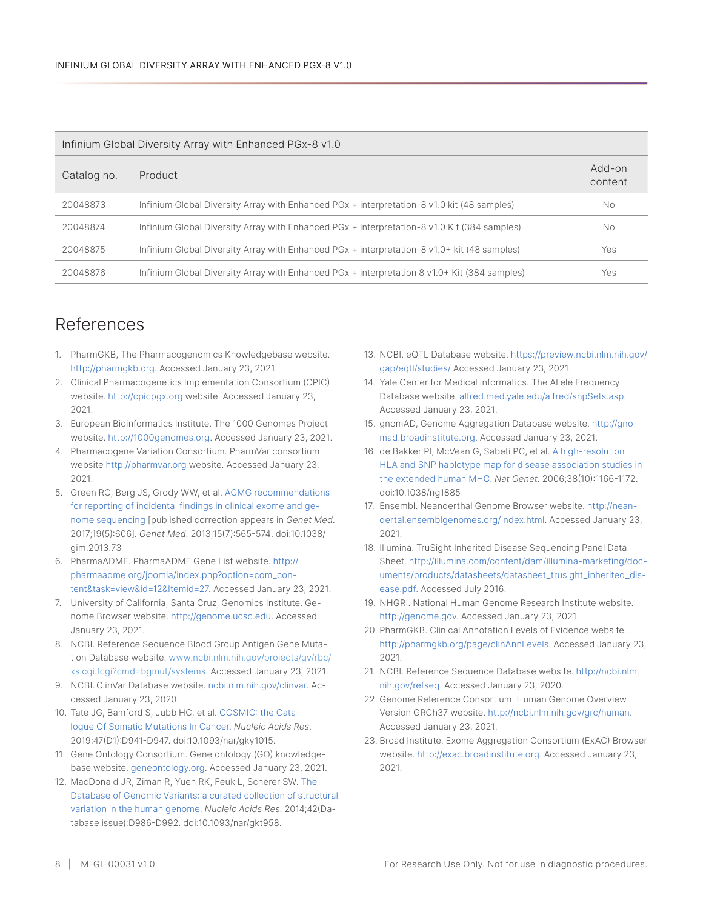| Infinium Global Diversity Array with Enhanced PGx-8 v1.0 | | |
|---|---|---|
| Catalog no. | Product | Add-on content |
| 20048873 | Infinium Global Diversity Array with Enhanced PGx + interpretation-8 v1.0 kit (48 samples) | No |
| 20048874 | Infinium Global Diversity Array with Enhanced PGx + interpretation-8 v1.0 Kit (384 samples) | No |
| 20048875 | Infinium Global Diversity Array with Enhanced PGx + interpretation-8 v1.0+ kit (48 samples) | Yes |
| 20048876 | Infinium Global Diversity Array with Enhanced PGx + interpretation 8 v1.0+ Kit (384 samples) | Yes |

## References

1. PharmGKB, The Pharmacogenomics Knowledgebase website. http://pharmgkb.org. Accessed January 23, 2021.
2. Clinical Pharmacogenetics Implementation Consortium (CPIC) website. http://cpicpgx.org website. Accessed January 23, 2021.
3. European Bioinformatics Institute. The 1000 Genomes Project website. http://1000genomes.org. Accessed January 23, 2021.
4. Pharmacogene Variation Consortium. PharmVar consortium website http://pharmvar.org website. Accessed January 23, 2021.
5. Green RC, Berg JS, Grody WW, et al. ACMG recommendations for reporting of incidental findings in clinical exome and genome sequencing [published correction appears in *Genet Med*. 2017;19(5):606]. *Genet Med*. 2013;15(7):565-574. doi:10.1038/gim.2013.73
6. PharmaADME. PharmaADME Gene List website. http://pharmaadme.org/joomla/index.php?option=com_content&task=view&id=12&Itemid=27. Accessed January 23, 2021.
7. University of California, Santa Cruz, Genomics Institute. Genome Browser website. http://genome.ucsc.edu. Accessed January 23, 2021.
8. NCBI. Reference Sequence Blood Group Antigen Gene Mutation Database website. www.ncbi.nlm.nih.gov/projects/gv/rbc/xslcgi.fcgi?cmd=bgmut/systems. Accessed January 23, 2021.
9. NCBI. ClinVar Database website. ncbi.nlm.nih.gov/clinvar. Accessed January 23, 2020.
10. Tate JG, Bamford S, Jubb HC, et al. COSMIC: the Catalogue Of Somatic Mutations In Cancer. *Nucleic Acids Res*. 2019;47(D1):D941-D947. doi:10.1093/nar/gky1015.
11. Gene Ontology Consortium. Gene ontology (GO) knowledgebase website. geneontology.org. Accessed January 23, 2021.
12. MacDonald JR, Ziman R, Yuen RK, Feuk L, Scherer SW. The Database of Genomic Variants: a curated collection of structural variation in the human genome. *Nucleic Acids Res*. 2014;42(Database issue):D986-D992. doi:10.1093/nar/gkt958.
13. NCBI. eQTL Database website. https://preview.ncbi.nlm.nih.gov/gap/eqtl/studies/ Accessed January 23, 2021.
14. Yale Center for Medical Informatics. The Allele Frequency Database website. alfred.med.yale.edu/alfred/snpSets.asp. Accessed January 23, 2021.
15. gnomAD, Genome Aggregation Database website. http://gnomad.broadinstitute.org. Accessed January 23, 2021.
16. de Bakker PI, McVean G, Sabeti PC, et al. A high-resolution HLA and SNP haplotype map for disease association studies in the extended human MHC. *Nat Genet*. 2006;38(10):1166-1172. doi:10.1038/ng1885
17. Ensembl. Neanderthal Genome Browser website. http://neandertal.ensemblgenomes.org/index.html. Accessed January 23, 2021.
18. Illumina. TruSight Inherited Disease Sequencing Panel Data Sheet. http://illumina.com/content/dam/illumina-marketing/documents/products/datasheets/datasheet_trusight_inherited_disease.pdf. Accessed July 2016.
19. NHGRI. National Human Genome Research Institute website. http://genome.gov. Accessed January 23, 2021.
20. PharmGKB. Clinical Annotation Levels of Evidence website. . http://pharmgkb.org/page/clinAnnLevels. Accessed January 23, 2021.
21. NCBI. Reference Sequence Database website. http://ncbi.nlm.nih.gov/refseq. Accessed January 23, 2020.
22. Genome Reference Consortium. Human Genome Overview Version GRCh37 website. http://ncbi.nlm.nih.gov/grc/human. Accessed January 23, 2021.
23. Broad Institute. Exome Aggregation Consortium (ExAC) Browser website. http://exac.broadinstitute.org. Accessed January 23, 2021.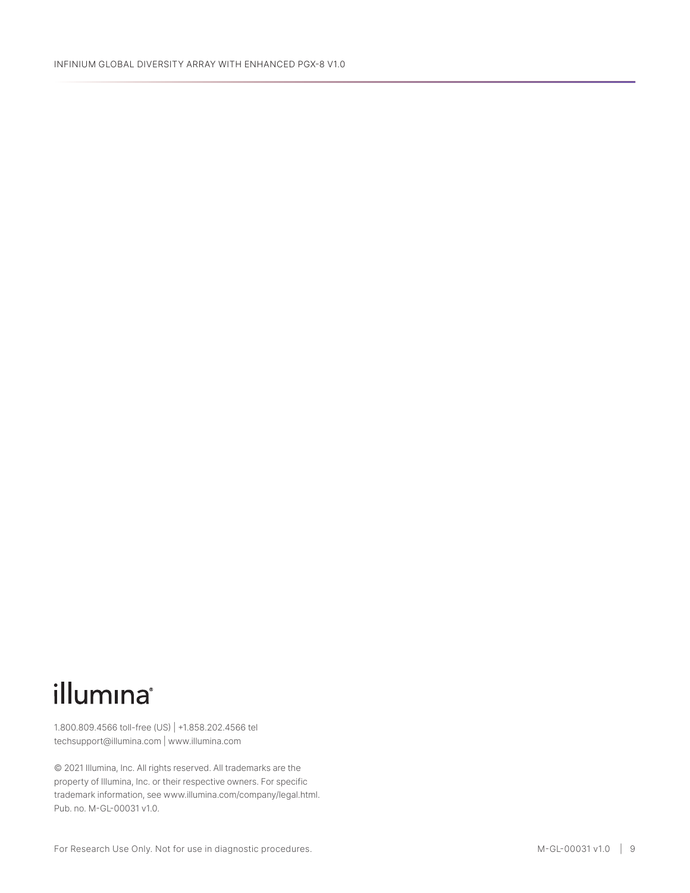illumina®

1.800.809.4566 toll-free (US) | +1.858.202.4566 tel
techsupport@illumina.com | www.illumina.com

© 2021 Illumina, Inc. All rights reserved. All trademarks are the property of Illumina, Inc. or their respective owners. For specific trademark information, see www.illumina.com/company/legal.html.
Pub. no. M-GL-00031 v1.0.

For Research Use Only. Not for use in diagnostic procedures.